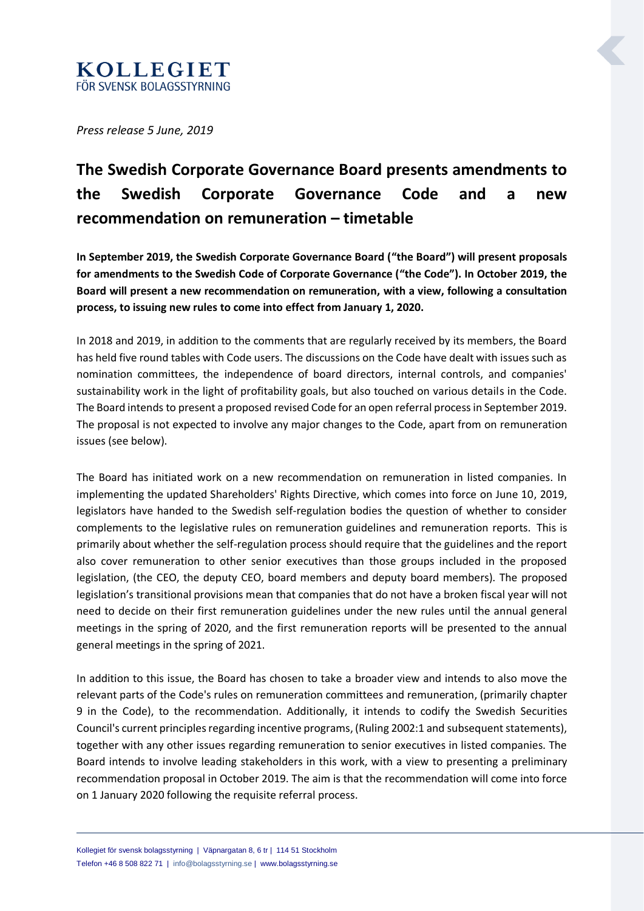KOLLEGIET
FÖR SVENSK BOLAGSSTYRNING

*Press release 5 June, 2019*

# The Swedish Corporate Governance Board presents amendments to the Swedish Corporate Governance Code and a new recommendation on remuneration – timetable

**In September 2019, the Swedish Corporate Governance Board ("the Board") will present proposals for amendments to the Swedish Code of Corporate Governance ("the Code"). In October 2019, the Board will present a new recommendation on remuneration, with a view, following a consultation process, to issuing new rules to come into effect from January 1, 2020.**

In 2018 and 2019, in addition to the comments that are regularly received by its members, the Board has held five round tables with Code users. The discussions on the Code have dealt with issues such as nomination committees, the independence of board directors, internal controls, and companies' sustainability work in the light of profitability goals, but also touched on various details in the Code. The Board intends to present a proposed revised Code for an open referral process in September 2019. The proposal is not expected to involve any major changes to the Code, apart from on remuneration issues (see below).

The Board has initiated work on a new recommendation on remuneration in listed companies. In implementing the updated Shareholders' Rights Directive, which comes into force on June 10, 2019, legislators have handed to the Swedish self-regulation bodies the question of whether to consider complements to the legislative rules on remuneration guidelines and remuneration reports. This is primarily about whether the self-regulation process should require that the guidelines and the report also cover remuneration to other senior executives than those groups included in the proposed legislation, (the CEO, the deputy CEO, board members and deputy board members). The proposed legislation's transitional provisions mean that companies that do not have a broken fiscal year will not need to decide on their first remuneration guidelines under the new rules until the annual general meetings in the spring of 2020, and the first remuneration reports will be presented to the annual general meetings in the spring of 2021.

In addition to this issue, the Board has chosen to take a broader view and intends to also move the relevant parts of the Code's rules on remuneration committees and remuneration, (primarily chapter 9 in the Code), to the recommendation. Additionally, it intends to codify the Swedish Securities Council's current principles regarding incentive programs, (Ruling 2002:1 and subsequent statements), together with any other issues regarding remuneration to senior executives in listed companies. The Board intends to involve leading stakeholders in this work, with a view to presenting a preliminary recommendation proposal in October 2019. The aim is that the recommendation will come into force on 1 January 2020 following the requisite referral process.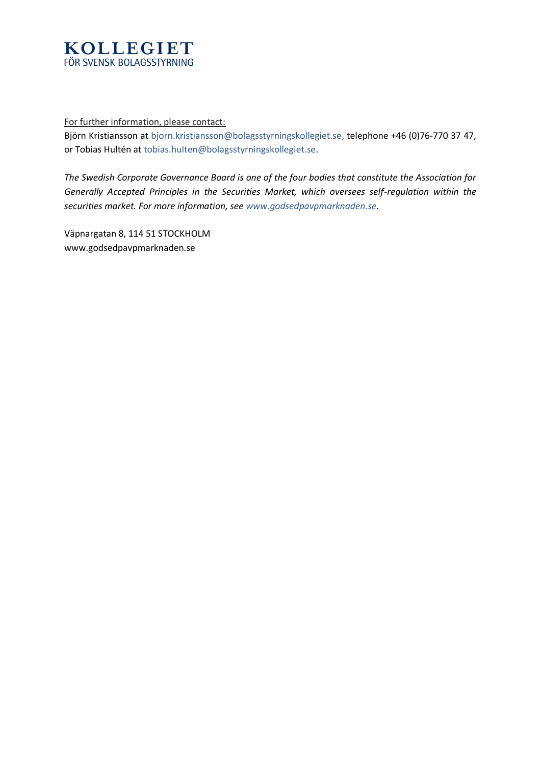**KOLLEGIET**
FÖR SVENSK BOLAGSSTYRNING

For further information, please contact:
Björn Kristiansson at bjorn.kristiansson@bolagsstyrningskollegiet.se, telephone +46 (0)76-770 37 47, or Tobias Hultén at tobias.hulten@bolagsstyrningskollegiet.se.

*The Swedish Corporate Governance Board is one of the four bodies that constitute the Association for Generally Accepted Principles in the Securities Market, which oversees self-regulation within the securities market. For more information, see www.godsedpavpmarknaden.se.*

Väpnargatan 8, 114 51 STOCKHOLM
www.godsedpavpmarknaden.se